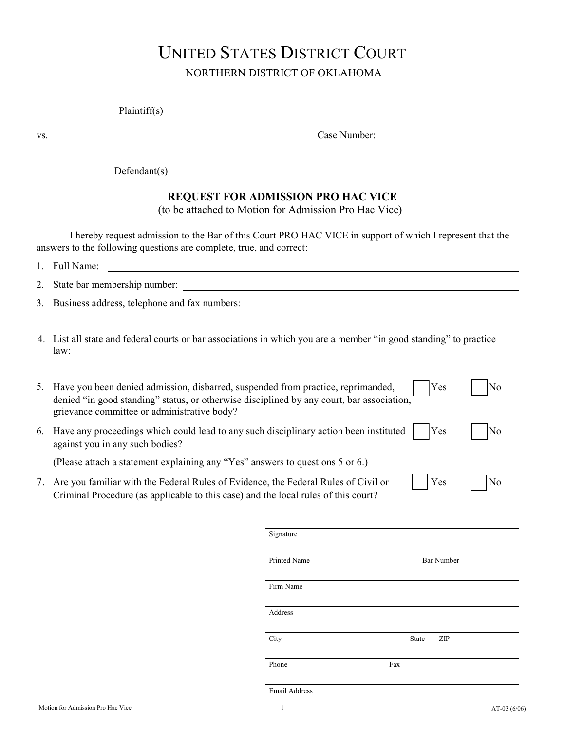# UNITED STATES DISTRICT COURT

NORTHERN DISTRICT OF OKLAHOMA

Plaintiff(s)

vs. Case Number:

Defendant(s)

**REQUEST FOR ADMISSION PRO HAC VICE**

(to be attached to Motion for Admission Pro Hac Vice)

I hereby request admission to the Bar of this Court PRO HAC VICE in support of which I represent that the answers to the following questions are complete, true, and correct:

1. Full Name: \_\_\_\_\_\_\_\_\_\_\_\_\_\_\_\_\_\_\_\_\_\_\_\_\_\_\_\_\_\_\_\_\_\_\_\_\_\_\_\_
2. State bar membership number: \_\_\_\_\_\_\_\_\_\_\_\_\_\_\_\_\_\_\_\_\_\_\_\_\_\_\_\_\_\_\_\_
3. Business address, telephone and fax numbers:
4. List all state and federal courts or bar associations in which you are a member "in good standing" to practice law:
5. Have you been denied admission, disbarred, suspended from practice, reprimanded, denied "in good standing" status, or otherwise disciplined by any court, bar association, grievance committee or administrative body? ☐ Yes ☐ No
6. Have any proceedings which could lead to any such disciplinary action been instituted against you in any such bodies? ☐ Yes ☐ No

   (Please attach a statement explaining any "Yes" answers to questions 5 or 6.)
7. Are you familiar with the Federal Rules of Evidence, the Federal Rules of Civil or Criminal Procedure (as applicable to this case) and the local rules of this court? ☐ Yes ☐ No

\_\_\_\_\_\_\_\_\_\_\_\_\_\_\_\_\_\_\_\_\_\_\_\_\_\_\_\_\_\_\_\_\_\_\_\_\_\_\_\_
Signature

\_\_\_\_\_\_\_\_\_\_\_\_\_\_\_\_\_\_\_\_\_\_\_\_\_\_\_\_\_\_\_\_\_\_\_\_\_\_\_\_
Printed Name Bar Number

\_\_\_\_\_\_\_\_\_\_\_\_\_\_\_\_\_\_\_\_\_\_\_\_\_\_\_\_\_\_\_\_\_\_\_\_\_\_\_\_
Firm Name

\_\_\_\_\_\_\_\_\_\_\_\_\_\_\_\_\_\_\_\_\_\_\_\_\_\_\_\_\_\_\_\_\_\_\_\_\_\_\_\_
Address

\_\_\_\_\_\_\_\_\_\_\_\_\_\_\_\_\_\_\_\_\_\_\_\_\_\_\_\_\_\_\_\_\_\_\_\_\_\_\_\_
City State ZIP

\_\_\_\_\_\_\_\_\_\_\_\_\_\_\_\_\_\_\_\_\_\_\_\_\_\_\_\_\_\_\_\_\_\_\_\_\_\_\_\_
Phone Fax

\_\_\_\_\_\_\_\_\_\_\_\_\_\_\_\_\_\_\_\_\_\_\_\_\_\_\_\_\_\_\_\_\_\_\_\_\_\_\_\_
Email Address

Motion for Admission Pro Hac Vice AT-03 (6/06)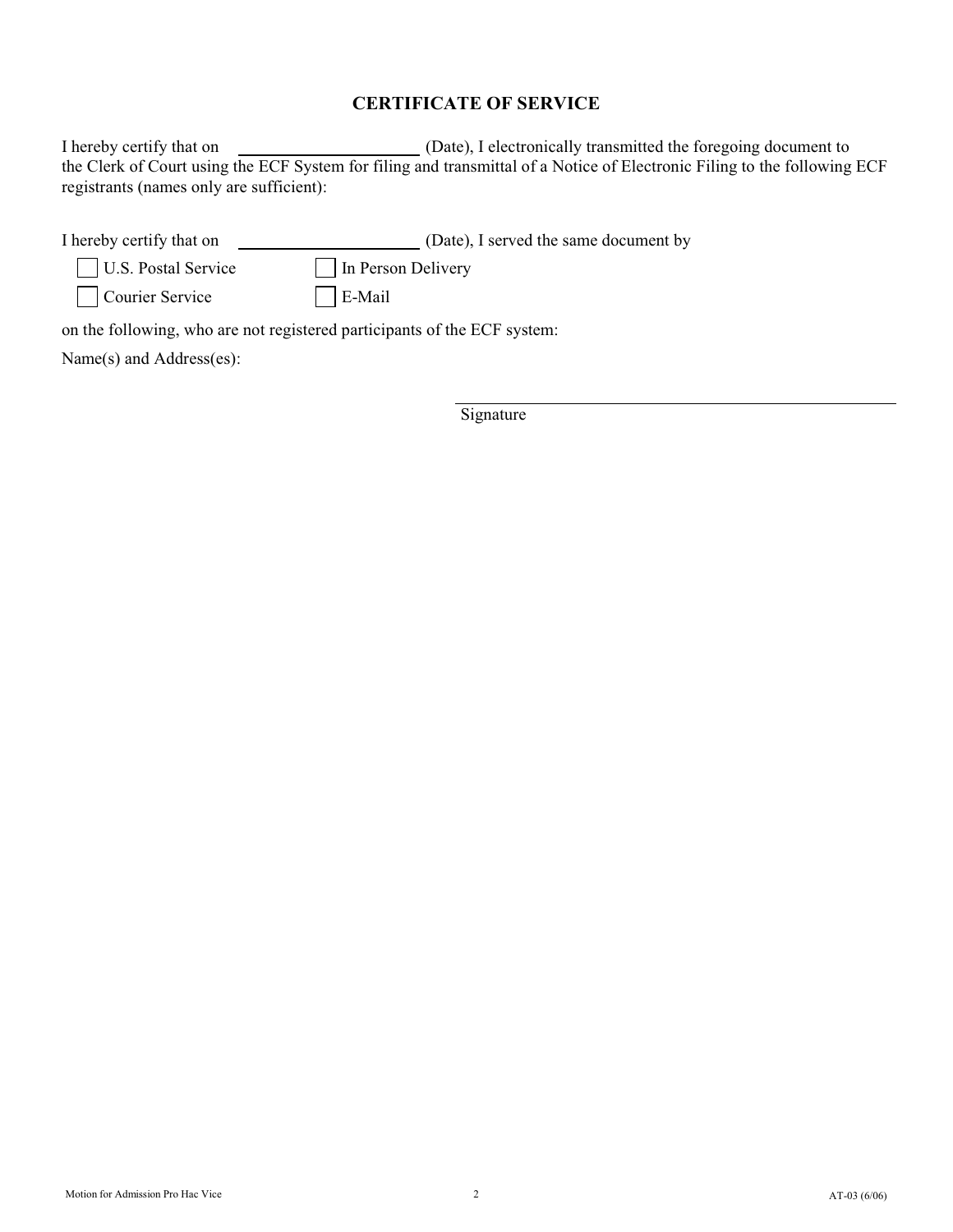## CERTIFICATE OF SERVICE

I hereby certify that on ______________________ (Date), I electronically transmitted the foregoing document to the Clerk of Court using the ECF System for filing and transmittal of a Notice of Electronic Filing to the following ECF registrants (names only are sufficient):

I hereby certify that on ______________________ (Date), I served the same document by

- [ ] U.S. Postal Service
- [ ] In Person Delivery
- [ ] Courier Service
- [ ] E-Mail

on the following, who are not registered participants of the ECF system:

Name(s) and Address(es):

_______________________________________________
Signature

Motion for Admission Pro Hac Vice AT-03 (6/06)